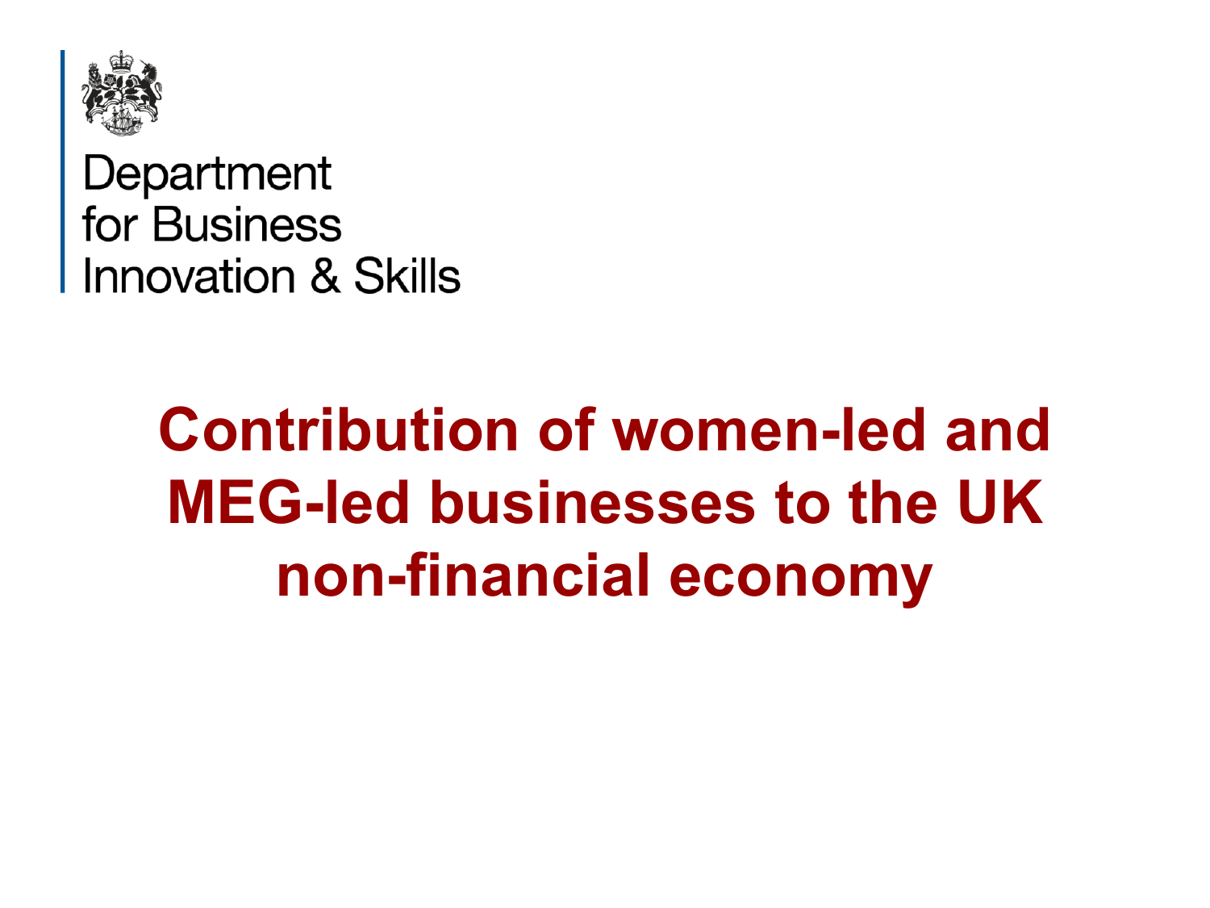Department
for Business
Innovation & Skills

# Contribution of women-led and MEG-led businesses to the UK non-financial economy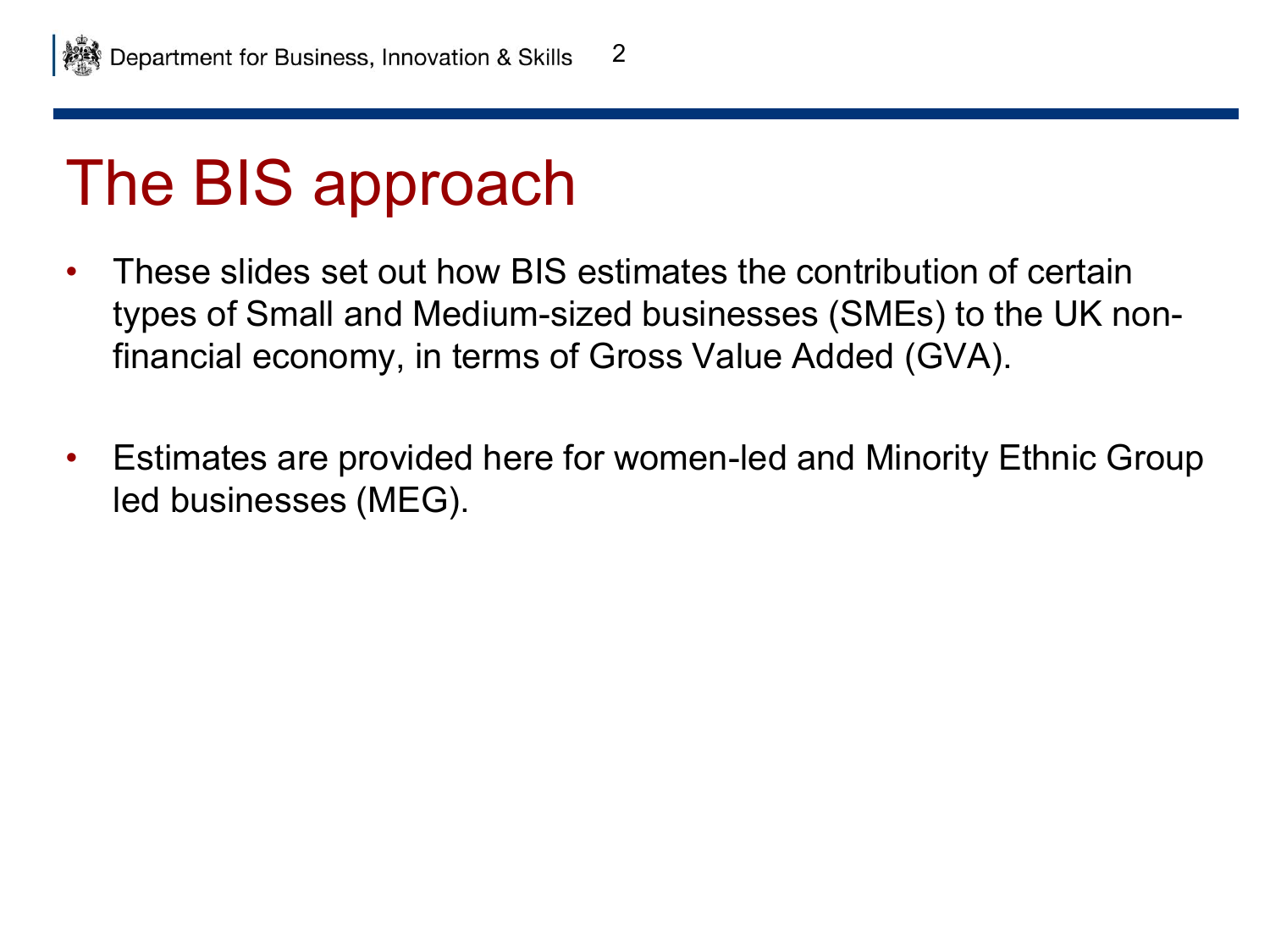# The BIS approach

- These slides set out how BIS estimates the contribution of certain types of Small and Medium-sized businesses (SMEs) to the UK non-financial economy, in terms of Gross Value Added (GVA).

- Estimates are provided here for women-led and Minority Ethnic Group led businesses (MEG).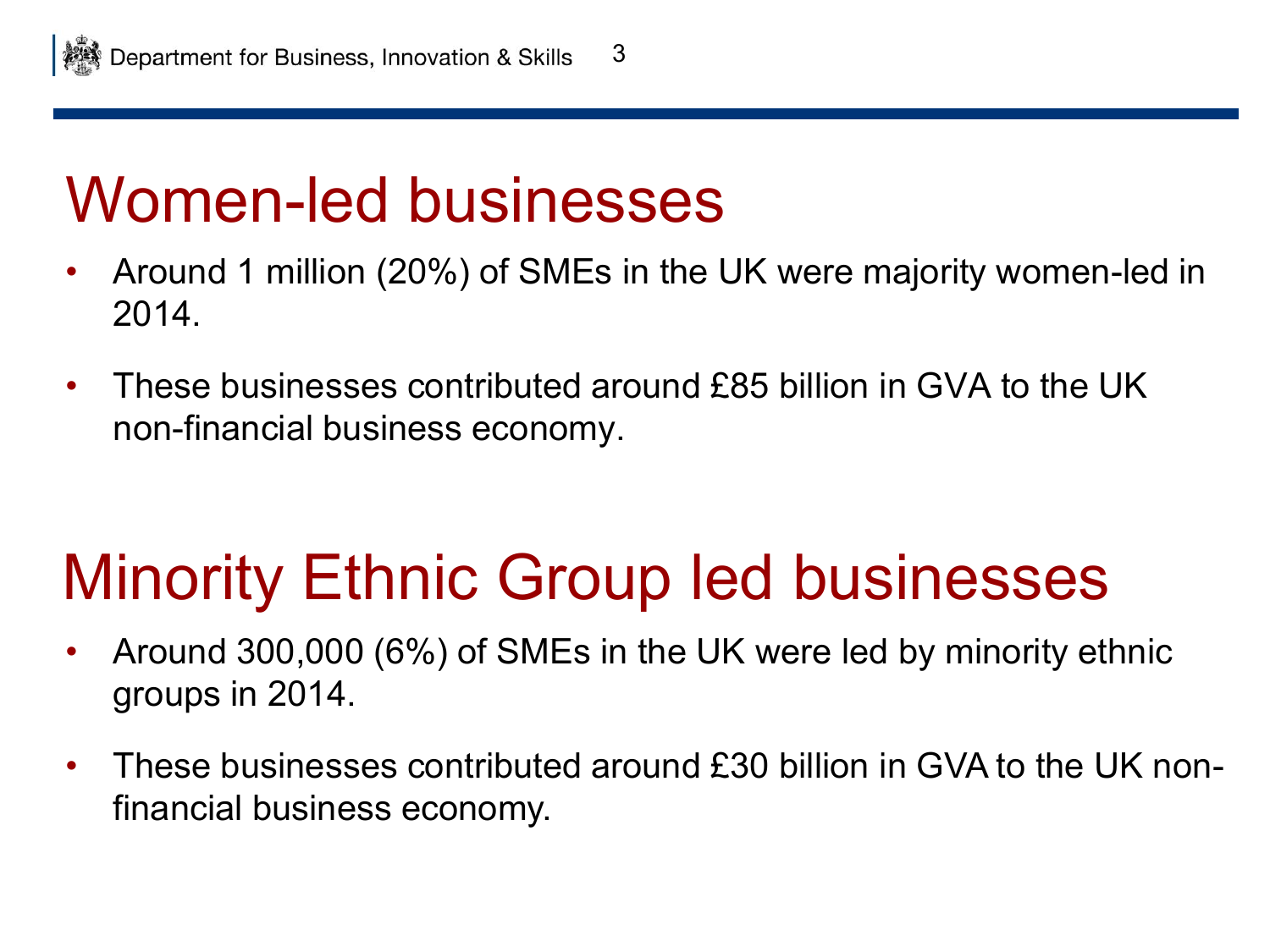# Women-led businesses

- Around 1 million (20%) of SMEs in the UK were majority women-led in 2014.
- These businesses contributed around £85 billion in GVA to the UK non-financial business economy.

# Minority Ethnic Group led businesses

- Around 300,000 (6%) of SMEs in the UK were led by minority ethnic groups in 2014.
- These businesses contributed around £30 billion in GVA to the UK non-financial business economy.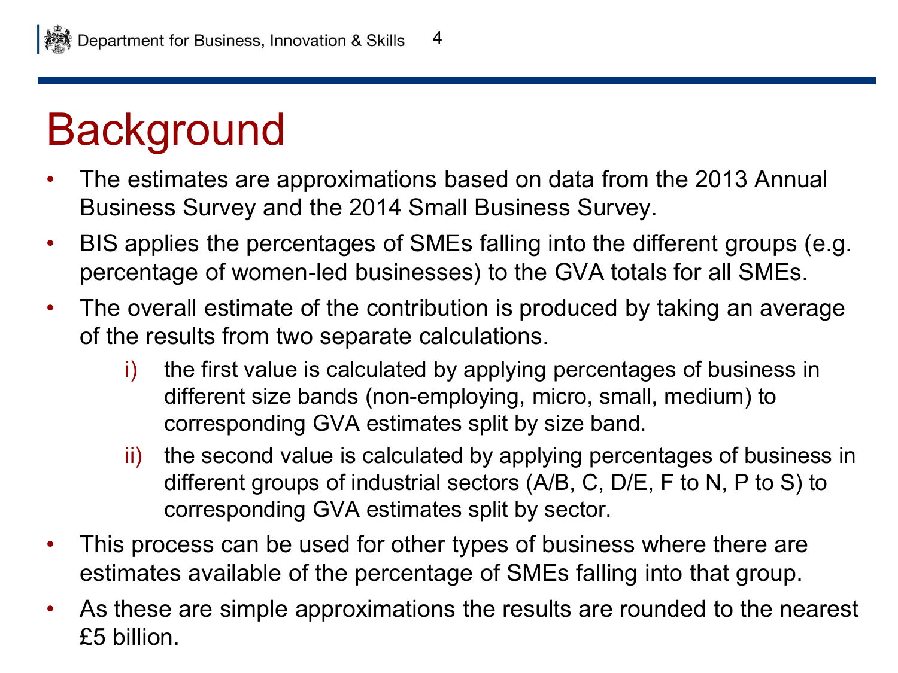# Background

- The estimates are approximations based on data from the 2013 Annual Business Survey and the 2014 Small Business Survey.
- BIS applies the percentages of SMEs falling into the different groups (e.g. percentage of women-led businesses) to the GVA totals for all SMEs.
- The overall estimate of the contribution is produced by taking an average of the results from two separate calculations.
    - i) the first value is calculated by applying percentages of business in different size bands (non-employing, micro, small, medium) to corresponding GVA estimates split by size band.
    - ii) the second value is calculated by applying percentages of business in different groups of industrial sectors (A/B, C, D/E, F to N, P to S) to corresponding GVA estimates split by sector.
- This process can be used for other types of business where there are estimates available of the percentage of SMEs falling into that group.
- As these are simple approximations the results are rounded to the nearest £5 billion.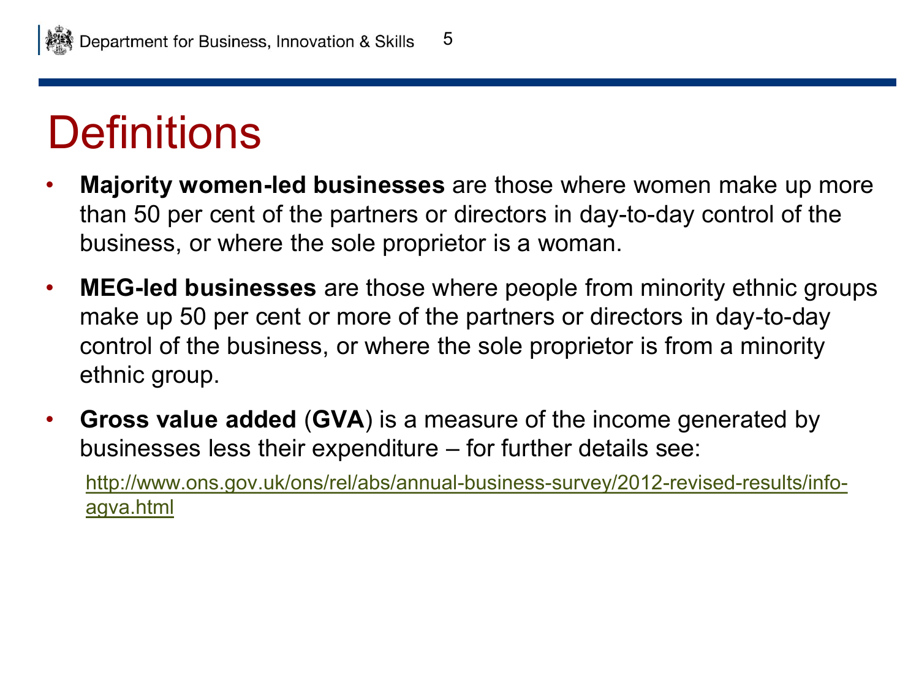# Definitions

- **Majority women-led businesses** are those where women make up more than 50 per cent of the partners or directors in day-to-day control of the business, or where the sole proprietor is a woman.
- **MEG-led businesses** are those where people from minority ethnic groups make up 50 per cent or more of the partners or directors in day-to-day control of the business, or where the sole proprietor is from a minority ethnic group.
- **Gross value added** (**GVA**) is a measure of the income generated by businesses less their expenditure – for further details see:

  http://www.ons.gov.uk/ons/rel/abs/annual-business-survey/2012-revised-results/info-agva.html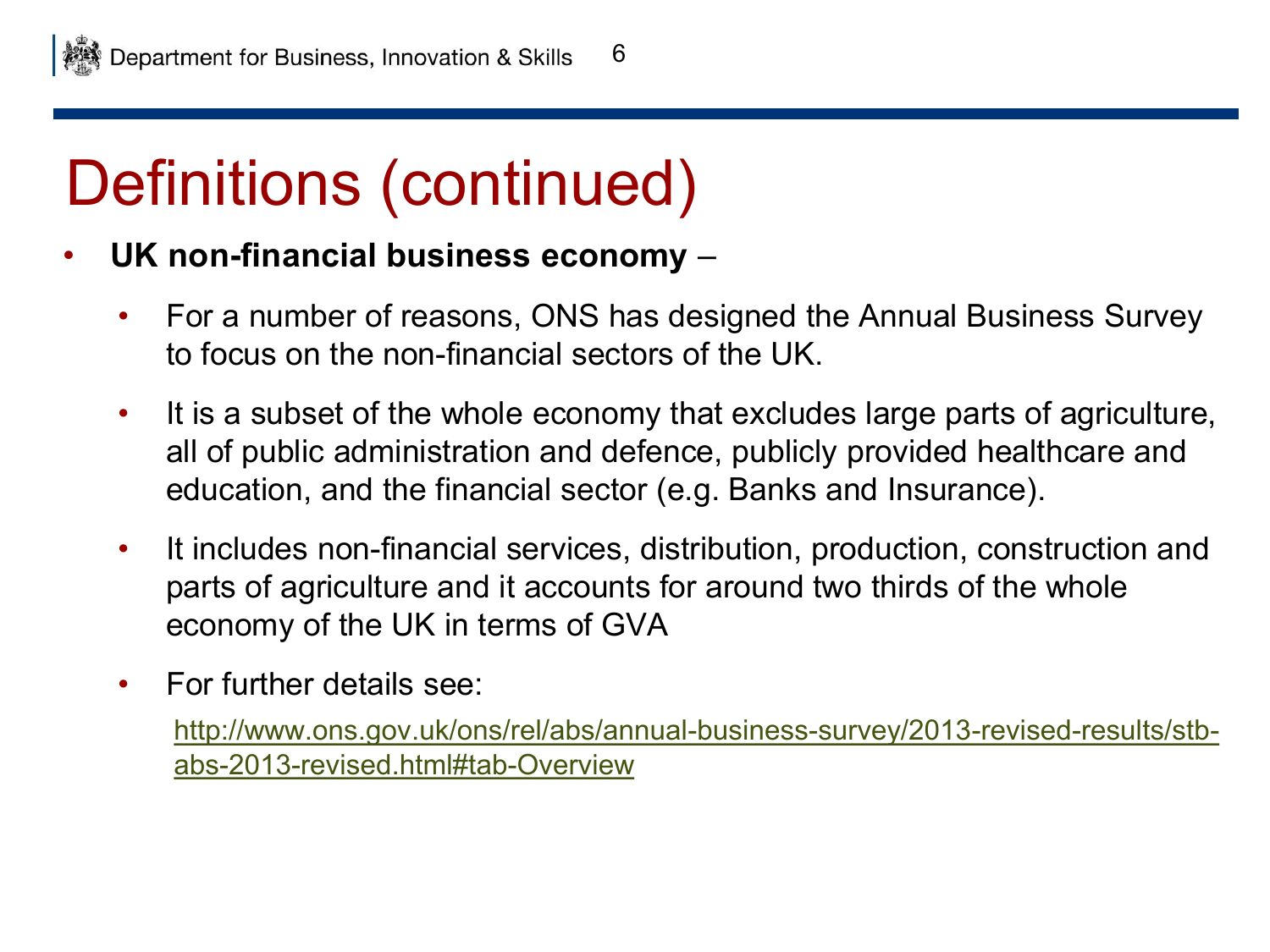# Definitions (continued)

- **UK non-financial business economy** –
  - For a number of reasons, ONS has designed the Annual Business Survey to focus on the non-financial sectors of the UK.
  - It is a subset of the whole economy that excludes large parts of agriculture, all of public administration and defence, publicly provided healthcare and education, and the financial sector (e.g. Banks and Insurance).
  - It includes non-financial services, distribution, production, construction and parts of agriculture and it accounts for around two thirds of the whole economy of the UK in terms of GVA
  - For further details see:

    http://www.ons.gov.uk/ons/rel/abs/annual-business-survey/2013-revised-results/stb-abs-2013-revised.html#tab-Overview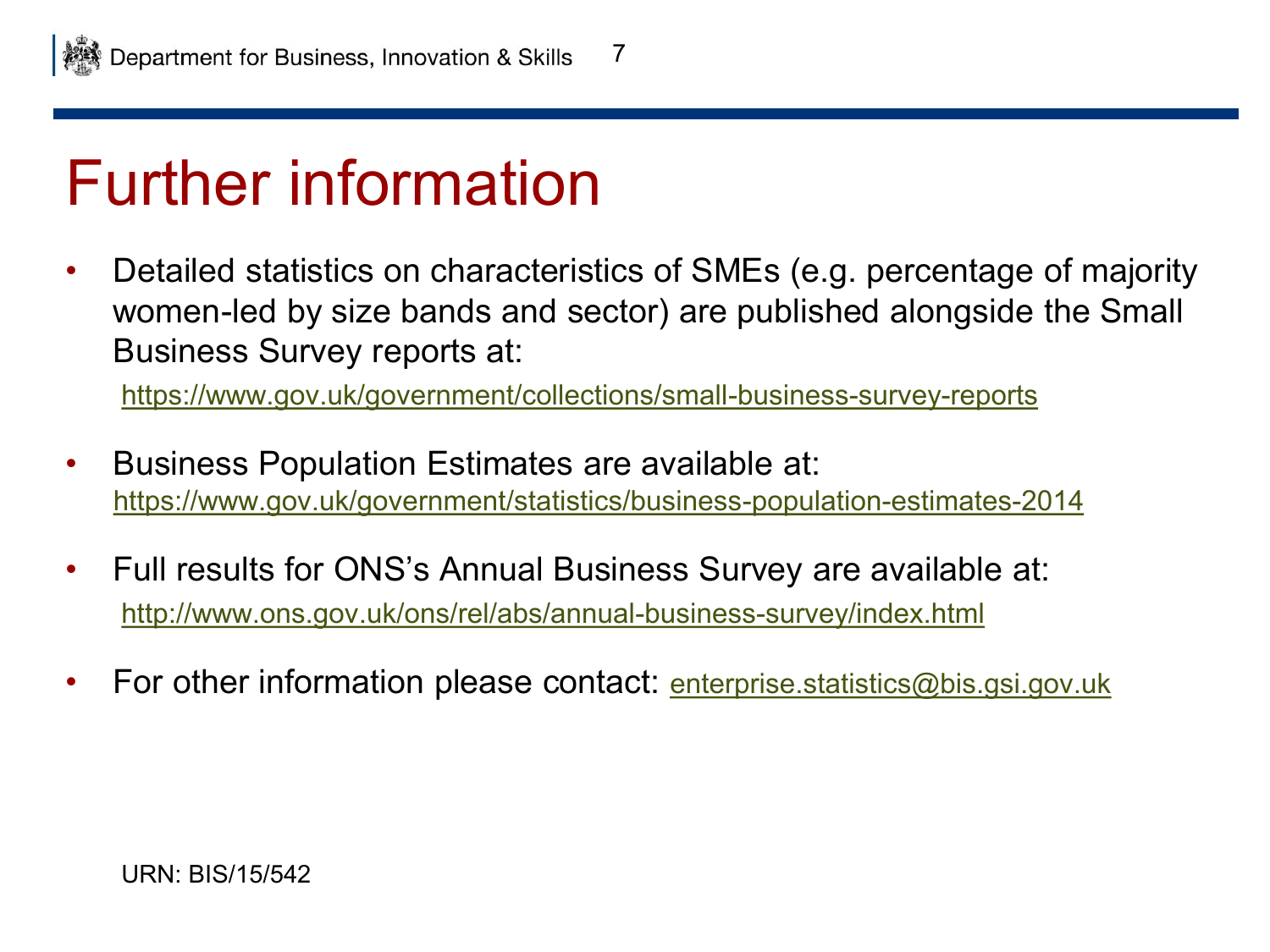# Further information

- Detailed statistics on characteristics of SMEs (e.g. percentage of majority women-led by size bands and sector) are published alongside the Small Business Survey reports at:

  https://www.gov.uk/government/collections/small-business-survey-reports

- Business Population Estimates are available at:
  https://www.gov.uk/government/statistics/business-population-estimates-2014

- Full results for ONS's Annual Business Survey are available at:

  http://www.ons.gov.uk/ons/rel/abs/annual-business-survey/index.html

- For other information please contact: enterprise.statistics@bis.gsi.gov.uk

URN: BIS/15/542